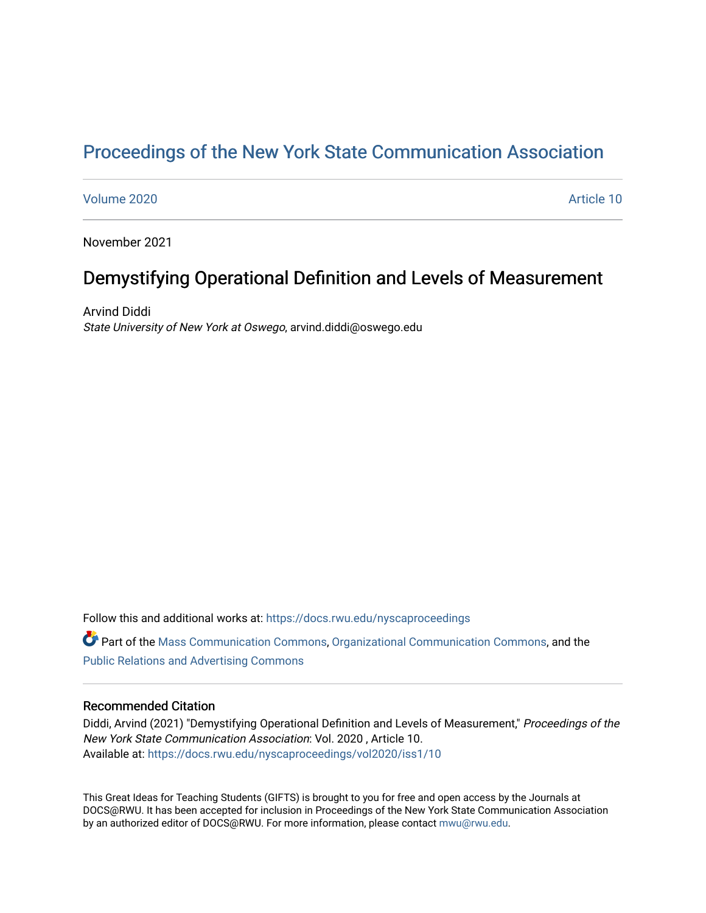# Proceedings of the New York State Communication Association

Volume 2020 Article 10

November 2021

## Demystifying Operational Definition and Levels of Measurement

Arvind Diddi
*State University of New York at Oswego*, arvind.diddi@oswego.edu

Follow this and additional works at: https://docs.rwu.edu/nyscaproceedings

Part of the Mass Communication Commons, Organizational Communication Commons, and the Public Relations and Advertising Commons

### Recommended Citation

Diddi, Arvind (2021) "Demystifying Operational Definition and Levels of Measurement," *Proceedings of the New York State Communication Association*: Vol. 2020 , Article 10.
Available at: https://docs.rwu.edu/nyscaproceedings/vol2020/iss1/10

This Great Ideas for Teaching Students (GIFTS) is brought to you for free and open access by the Journals at DOCS@RWU. It has been accepted for inclusion in Proceedings of the New York State Communication Association by an authorized editor of DOCS@RWU. For more information, please contact mwu@rwu.edu.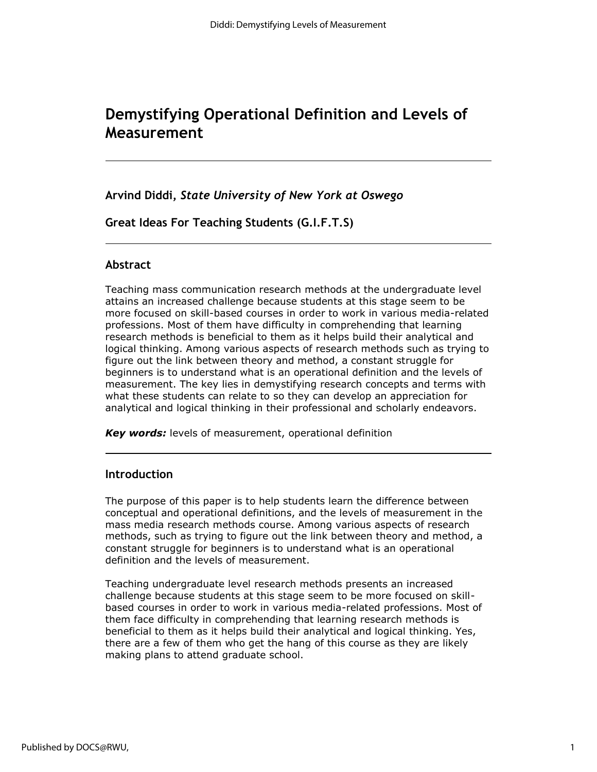# Demystifying Operational Definition and Levels of Measurement

**Arvind Diddi,** ***State University of New York at Oswego***

**Great Ideas For Teaching Students (G.I.F.T.S)**

---

## Abstract

Teaching mass communication research methods at the undergraduate level attains an increased challenge because students at this stage seem to be more focused on skill-based courses in order to work in various media-related professions. Most of them have difficulty in comprehending that learning research methods is beneficial to them as it helps build their analytical and logical thinking. Among various aspects of research methods such as trying to figure out the link between theory and method, a constant struggle for beginners is to understand what is an operational definition and the levels of measurement. The key lies in demystifying research concepts and terms with what these students can relate to so they can develop an appreciation for analytical and logical thinking in their professional and scholarly endeavors.

***Key words:*** levels of measurement, operational definition

---

## Introduction

The purpose of this paper is to help students learn the difference between conceptual and operational definitions, and the levels of measurement in the mass media research methods course. Among various aspects of research methods, such as trying to figure out the link between theory and method, a constant struggle for beginners is to understand what is an operational definition and the levels of measurement.

Teaching undergraduate level research methods presents an increased challenge because students at this stage seem to be more focused on skill-based courses in order to work in various media-related professions. Most of them face difficulty in comprehending that learning research methods is beneficial to them as it helps build their analytical and logical thinking. Yes, there are a few of them who get the hang of this course as they are likely making plans to attend graduate school.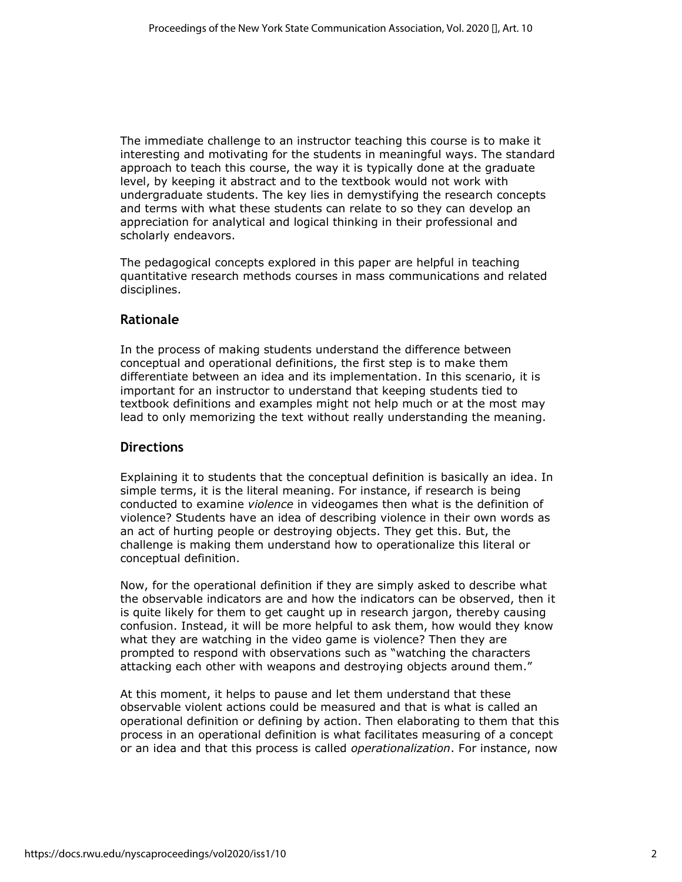The immediate challenge to an instructor teaching this course is to make it interesting and motivating for the students in meaningful ways. The standard approach to teach this course, the way it is typically done at the graduate level, by keeping it abstract and to the textbook would not work with undergraduate students. The key lies in demystifying the research concepts and terms with what these students can relate to so they can develop an appreciation for analytical and logical thinking in their professional and scholarly endeavors.

The pedagogical concepts explored in this paper are helpful in teaching quantitative research methods courses in mass communications and related disciplines.

## Rationale

In the process of making students understand the difference between conceptual and operational definitions, the first step is to make them differentiate between an idea and its implementation. In this scenario, it is important for an instructor to understand that keeping students tied to textbook definitions and examples might not help much or at the most may lead to only memorizing the text without really understanding the meaning.

## Directions

Explaining it to students that the conceptual definition is basically an idea. In simple terms, it is the literal meaning. For instance, if research is being conducted to examine *violence* in videogames then what is the definition of violence? Students have an idea of describing violence in their own words as an act of hurting people or destroying objects. They get this. But, the challenge is making them understand how to operationalize this literal or conceptual definition.

Now, for the operational definition if they are simply asked to describe what the observable indicators are and how the indicators can be observed, then it is quite likely for them to get caught up in research jargon, thereby causing confusion. Instead, it will be more helpful to ask them, how would they know what they are watching in the video game is violence? Then they are prompted to respond with observations such as "watching the characters attacking each other with weapons and destroying objects around them."

At this moment, it helps to pause and let them understand that these observable violent actions could be measured and that is what is called an operational definition or defining by action. Then elaborating to them that this process in an operational definition is what facilitates measuring of a concept or an idea and that this process is called *operationalization*. For instance, now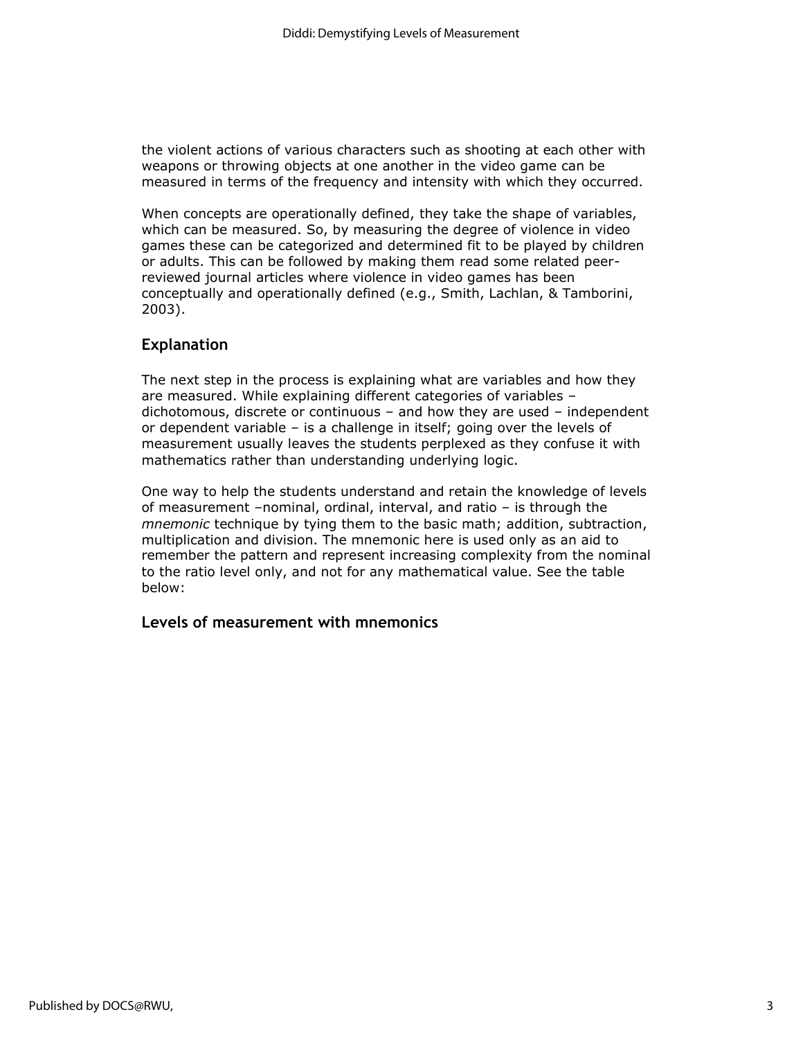the violent actions of various characters such as shooting at each other with weapons or throwing objects at one another in the video game can be measured in terms of the frequency and intensity with which they occurred.

When concepts are operationally defined, they take the shape of variables, which can be measured. So, by measuring the degree of violence in video games these can be categorized and determined fit to be played by children or adults. This can be followed by making them read some related peer-reviewed journal articles where violence in video games has been conceptually and operationally defined (e.g., Smith, Lachlan, & Tamborini, 2003).

## Explanation

The next step in the process is explaining what are variables and how they are measured. While explaining different categories of variables – dichotomous, discrete or continuous – and how they are used – independent or dependent variable – is a challenge in itself; going over the levels of measurement usually leaves the students perplexed as they confuse it with mathematics rather than understanding underlying logic.

One way to help the students understand and retain the knowledge of levels of measurement –nominal, ordinal, interval, and ratio – is through the *mnemonic* technique by tying them to the basic math; addition, subtraction, multiplication and division. The mnemonic here is used only as an aid to remember the pattern and represent increasing complexity from the nominal to the ratio level only, and not for any mathematical value. See the table below:

## Levels of measurement with mnemonics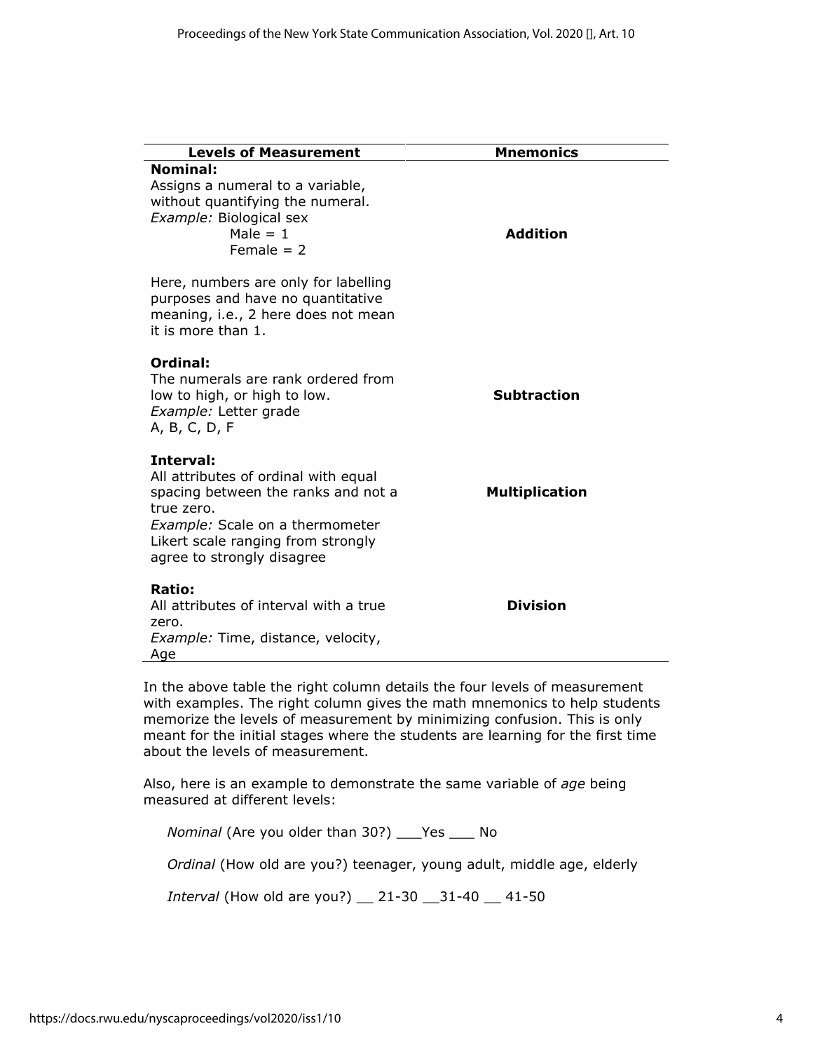| Levels of Measurement | Mnemonics |
|---|---|
| **Nominal:**<br>Assigns a numeral to a variable, without quantifying the numeral.<br>*Example:* Biological sex<br>Male = 1<br>Female = 2<br><br>Here, numbers are only for labelling purposes and have no quantitative meaning, i.e., 2 here does not mean it is more than 1. | **Addition** |
| **Ordinal:**<br>The numerals are rank ordered from low to high, or high to low.<br>*Example:* Letter grade<br>A, B, C, D, F | **Subtraction** |
| **Interval:**<br>All attributes of ordinal with equal spacing between the ranks and not a true zero.<br>*Example:* Scale on a thermometer<br>Likert scale ranging from strongly agree to strongly disagree | **Multiplication** |
| **Ratio:**<br>All attributes of interval with a true zero.<br>*Example:* Time, distance, velocity, Age | **Division** |

In the above table the right column details the four levels of measurement with examples. The right column gives the math mnemonics to help students memorize the levels of measurement by minimizing confusion. This is only meant for the initial stages where the students are learning for the first time about the levels of measurement.

Also, here is an example to demonstrate the same variable of *age* being measured at different levels:

*Nominal* (Are you older than 30?) ___Yes ___ No

*Ordinal* (How old are you?) teenager, young adult, middle age, elderly

*Interval* (How old are you?) __ 21-30 __31-40 __ 41-50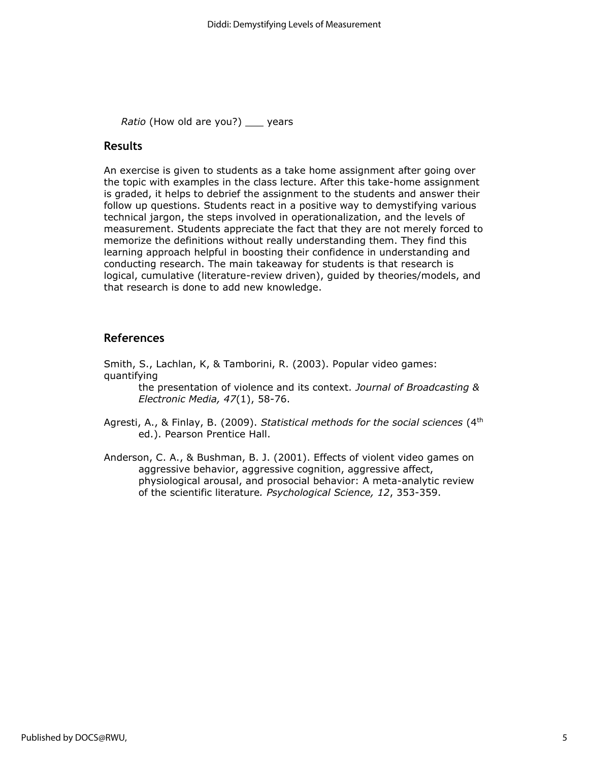*Ratio* (How old are you?) ___ years

## Results

An exercise is given to students as a take home assignment after going over the topic with examples in the class lecture. After this take-home assignment is graded, it helps to debrief the assignment to the students and answer their follow up questions. Students react in a positive way to demystifying various technical jargon, the steps involved in operationalization, and the levels of measurement. Students appreciate the fact that they are not merely forced to memorize the definitions without really understanding them. They find this learning approach helpful in boosting their confidence in understanding and conducting research. The main takeaway for students is that research is logical, cumulative (literature-review driven), guided by theories/models, and that research is done to add new knowledge.

## References

Smith, S., Lachlan, K, & Tamborini, R. (2003). Popular video games: quantifying the presentation of violence and its context. *Journal of Broadcasting & Electronic Media, 47*(1), 58-76.

Agresti, A., & Finlay, B. (2009). *Statistical methods for the social sciences* (4th ed.). Pearson Prentice Hall.

Anderson, C. A., & Bushman, B. J. (2001). Effects of violent video games on aggressive behavior, aggressive cognition, aggressive affect, physiological arousal, and prosocial behavior: A meta-analytic review of the scientific literature*. Psychological Science, 12*, 353-359.